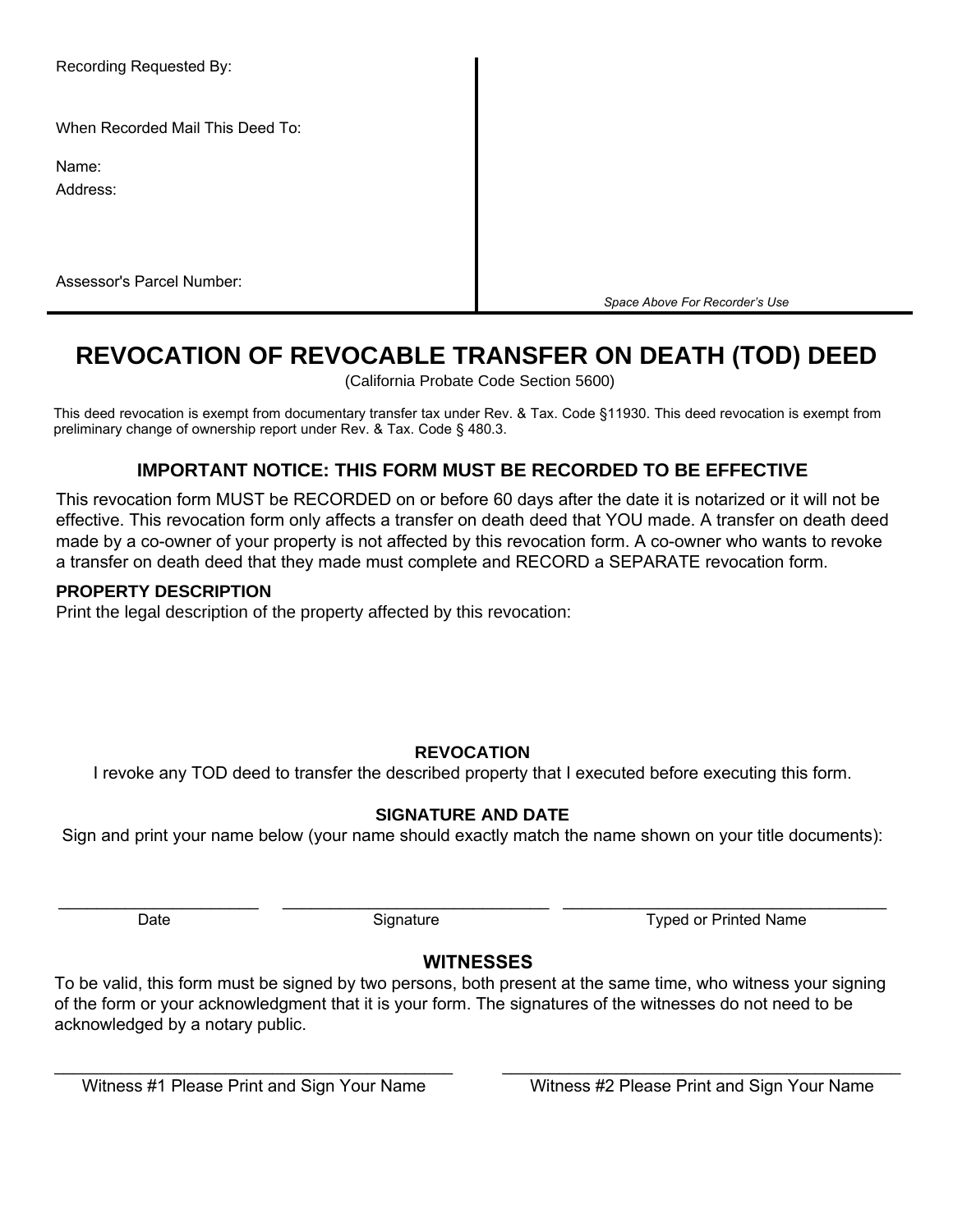Recording Requested By:

When Recorded Mail This Deed To:

Name:

Address:

Assessor's Parcel Number:

*Space Above For Recorder's Use*

# REVOCATION OF REVOCABLE TRANSFER ON DEATH (TOD) DEED

(California Probate Code Section 5600)

This deed revocation is exempt from documentary transfer tax under Rev. & Tax. Code §11930. This deed revocation is exempt from preliminary change of ownership report under Rev. & Tax. Code § 480.3.

### IMPORTANT NOTICE: THIS FORM MUST BE RECORDED TO BE EFFECTIVE

This revocation form MUST be RECORDED on or before 60 days after the date it is notarized or it will not be effective. This revocation form only affects a transfer on death deed that YOU made. A transfer on death deed made by a co-owner of your property is not affected by this revocation form. A co-owner who wants to revoke a transfer on death deed that they made must complete and RECORD a SEPARATE revocation form.

**PROPERTY DESCRIPTION**

Print the legal description of the property affected by this revocation:

### REVOCATION

I revoke any TOD deed to transfer the described property that I executed before executing this form.

### SIGNATURE AND DATE

Sign and print your name below (your name should exactly match the name shown on your title documents):

| ______________________ | ______________________ | ______________________ |
|---|---|---|
| Date | Signature | Typed or Printed Name |

### WITNESSES

To be valid, this form must be signed by two persons, both present at the same time, who witness your signing of the form or your acknowledgment that it is your form. The signatures of the witnesses do not need to be acknowledged by a notary public.

| ______________________ | ______________________ |
|---|---|
| Witness #1 Please Print and Sign Your Name | Witness #2 Please Print and Sign Your Name |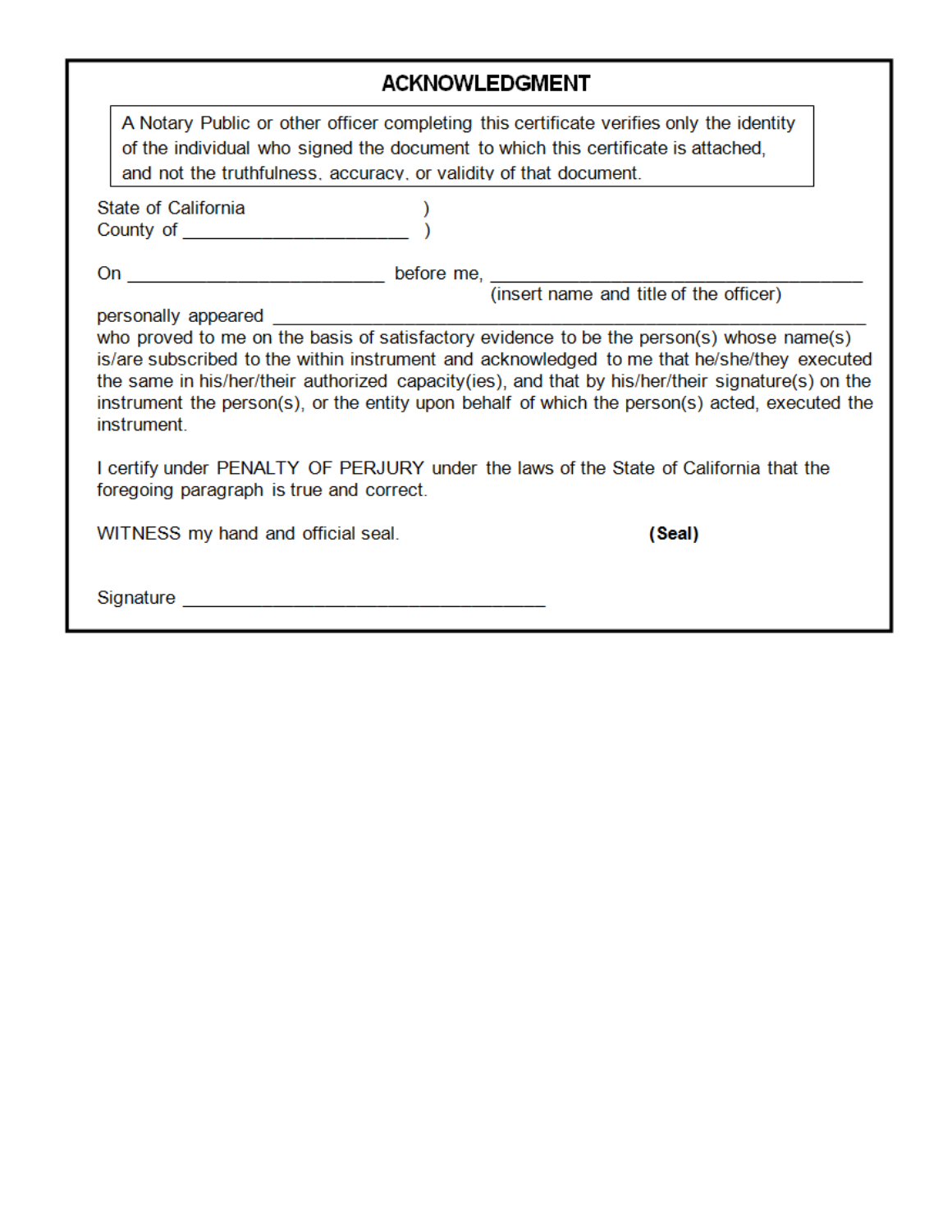# ACKNOWLEDGMENT

> A Notary Public or other officer completing this certificate verifies only the identity of the individual who signed the document to which this certificate is attached, and not the truthfulness, accuracy, or validity of that document.

State of California )
County of ______________________ )

On _________________________ before me, ____________________________________
(insert name and title of the officer)

personally appeared ___________________________________________________________
who proved to me on the basis of satisfactory evidence to be the person(s) whose name(s) is/are subscribed to the within instrument and acknowledged to me that he/she/they executed the same in his/her/their authorized capacity(ies), and that by his/her/their signature(s) on the instrument the person(s), or the entity upon behalf of which the person(s) acted, executed the instrument.

I certify under PENALTY OF PERJURY under the laws of the State of California that the foregoing paragraph is true and correct.

WITNESS my hand and official seal. **(Seal)**

Signature ____________________________________